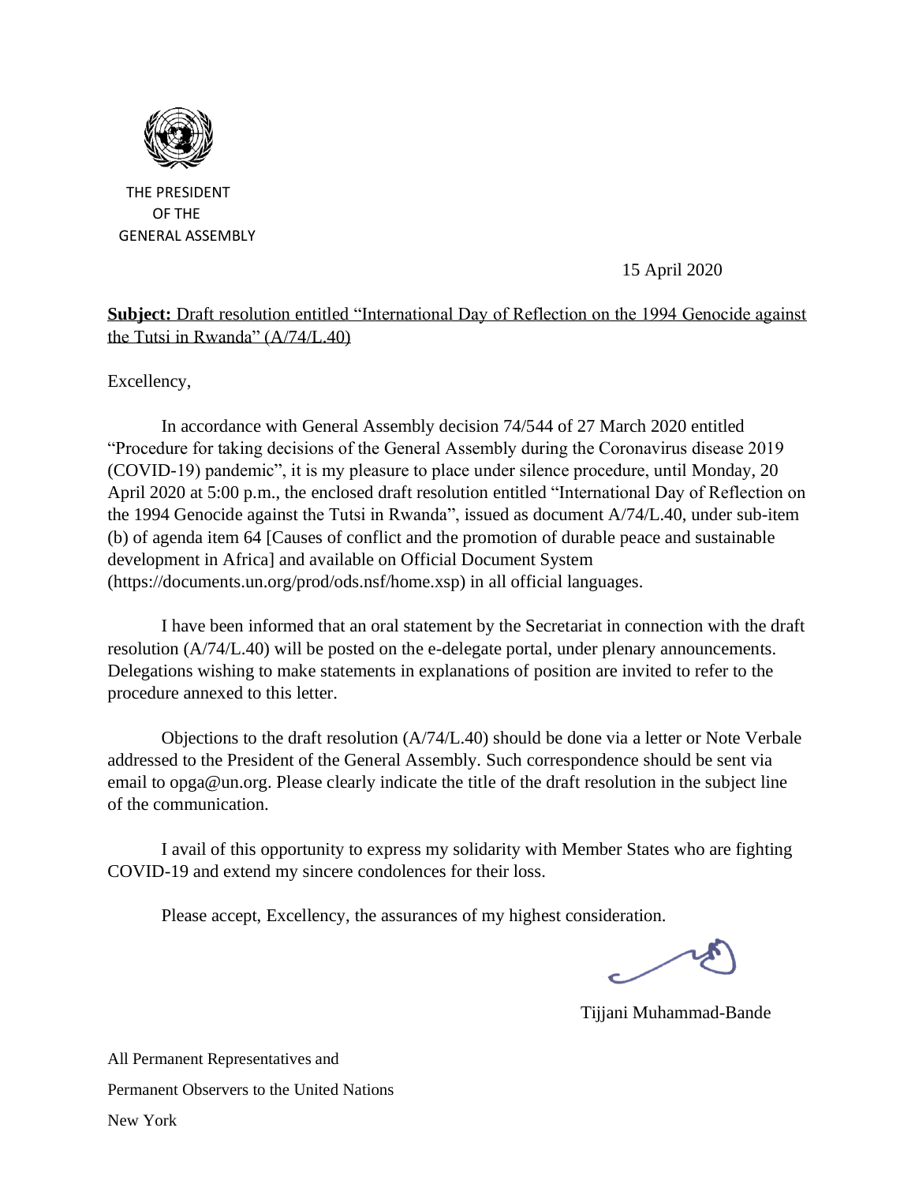THE PRESIDENT
OF THE
GENERAL ASSEMBLY

15 April 2020

**Subject:** Draft resolution entitled "International Day of Reflection on the 1994 Genocide against the Tutsi in Rwanda" (A/74/L.40)

Excellency,

In accordance with General Assembly decision 74/544 of 27 March 2020 entitled "Procedure for taking decisions of the General Assembly during the Coronavirus disease 2019 (COVID-19) pandemic", it is my pleasure to place under silence procedure, until Monday, 20 April 2020 at 5:00 p.m., the enclosed draft resolution entitled "International Day of Reflection on the 1994 Genocide against the Tutsi in Rwanda", issued as document A/74/L.40, under sub-item (b) of agenda item 64 [Causes of conflict and the promotion of durable peace and sustainable development in Africa] and available on Official Document System (https://documents.un.org/prod/ods.nsf/home.xsp) in all official languages.

I have been informed that an oral statement by the Secretariat in connection with the draft resolution (A/74/L.40) will be posted on the e-delegate portal, under plenary announcements. Delegations wishing to make statements in explanations of position are invited to refer to the procedure annexed to this letter.

Objections to the draft resolution (A/74/L.40) should be done via a letter or Note Verbale addressed to the President of the General Assembly. Such correspondence should be sent via email to opga@un.org. Please clearly indicate the title of the draft resolution in the subject line of the communication.

I avail of this opportunity to express my solidarity with Member States who are fighting COVID-19 and extend my sincere condolences for their loss.

Please accept, Excellency, the assurances of my highest consideration.

Tijjani Muhammad-Bande

All Permanent Representatives and
Permanent Observers to the United Nations
New York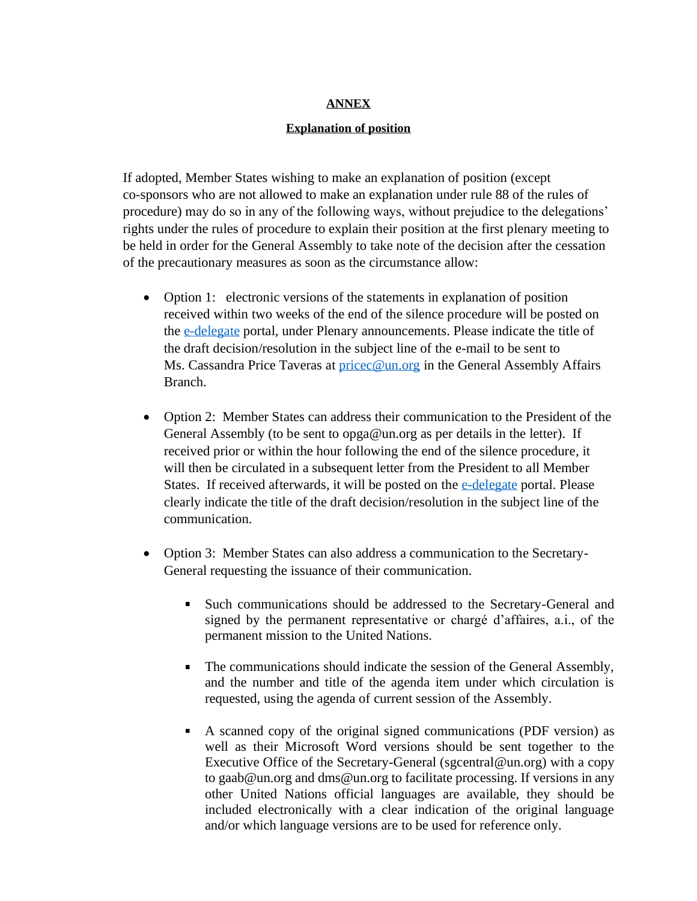**ANNEX**

**Explanation of position**

If adopted, Member States wishing to make an explanation of position (except co-sponsors who are not allowed to make an explanation under rule 88 of the rules of procedure) may do so in any of the following ways, without prejudice to the delegations' rights under the rules of procedure to explain their position at the first plenary meeting to be held in order for the General Assembly to take note of the decision after the cessation of the precautionary measures as soon as the circumstance allow:

- Option 1: electronic versions of the statements in explanation of position received within two weeks of the end of the silence procedure will be posted on the e-delegate portal, under Plenary announcements. Please indicate the title of the draft decision/resolution in the subject line of the e-mail to be sent to Ms. Cassandra Price Taveras at pricec@un.org in the General Assembly Affairs Branch.

- Option 2: Member States can address their communication to the President of the General Assembly (to be sent to opga@un.org as per details in the letter). If received prior or within the hour following the end of the silence procedure, it will then be circulated in a subsequent letter from the President to all Member States. If received afterwards, it will be posted on the e-delegate portal. Please clearly indicate the title of the draft decision/resolution in the subject line of the communication.

- Option 3: Member States can also address a communication to the Secretary-General requesting the issuance of their communication.

  - Such communications should be addressed to the Secretary-General and signed by the permanent representative or chargé d'affaires, a.i., of the permanent mission to the United Nations.

  - The communications should indicate the session of the General Assembly, and the number and title of the agenda item under which circulation is requested, using the agenda of current session of the Assembly.

  - A scanned copy of the original signed communications (PDF version) as well as their Microsoft Word versions should be sent together to the Executive Office of the Secretary-General (sgcentral@un.org) with a copy to gaab@un.org and dms@un.org to facilitate processing. If versions in any other United Nations official languages are available, they should be included electronically with a clear indication of the original language and/or which language versions are to be used for reference only.